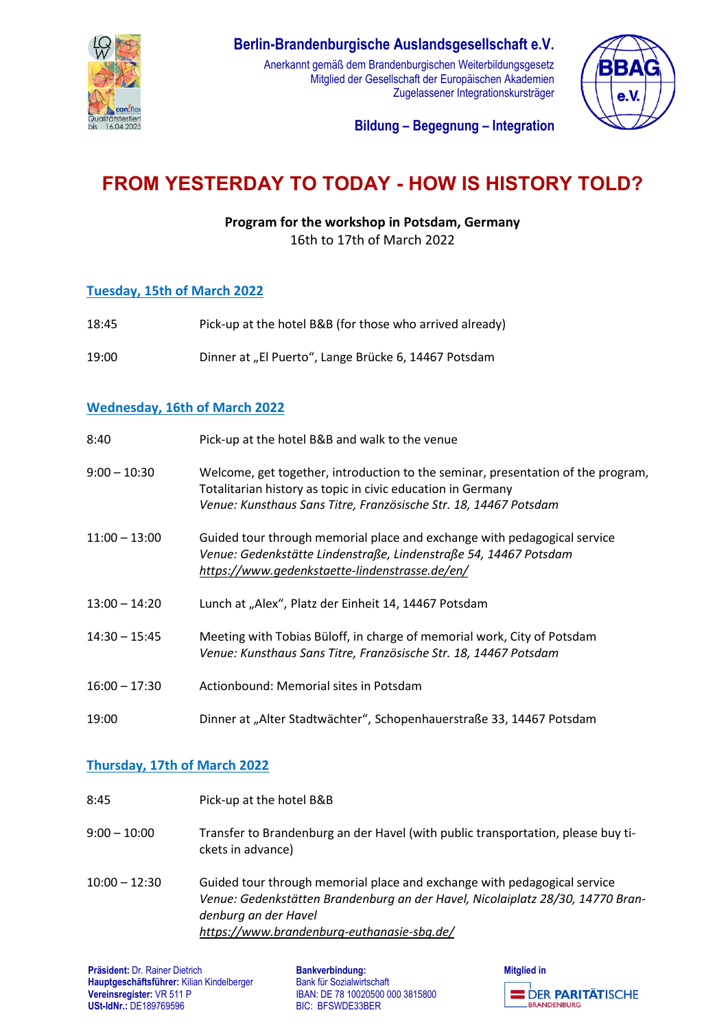**Berlin-Brandenburgische Auslandsgesellschaft e.V.**
Anerkannt gemäß dem Brandenburgischen Weiterbildungsgesetz
Mitglied der Gesellschaft der Europäischen Akademien
Zugelassener Integrationskursträger

**Bildung – Begegnung – Integration**

# FROM YESTERDAY TO TODAY - HOW IS HISTORY TOLD?

**Program for the workshop in Potsdam, Germany**
16th to 17th of March 2022

## Tuesday, 15th of March 2022

| | |
|---|---|
| 18:45 | Pick-up at the hotel B&B (for those who arrived already) |
| 19:00 | Dinner at „El Puerto", Lange Brücke 6, 14467 Potsdam |

## Wednesday, 16th of March 2022

| | |
|---|---|
| 8:40 | Pick-up at the hotel B&B and walk to the venue |
| 9:00 – 10:30 | Welcome, get together, introduction to the seminar, presentation of the program, Totalitarian history as topic in civic education in Germany<br>*Venue: Kunsthaus Sans Titre, Französische Str. 18, 14467 Potsdam* |
| 11:00 – 13:00 | Guided tour through memorial place and exchange with pedagogical service<br>*Venue: Gedenkstätte Lindenstraße, Lindenstraße 54, 14467 Potsdam*<br>*https://www.gedenkstaette-lindenstrasse.de/en/* |
| 13:00 – 14:20 | Lunch at „Alex", Platz der Einheit 14, 14467 Potsdam |
| 14:30 – 15:45 | Meeting with Tobias Büloff, in charge of memorial work, City of Potsdam<br>*Venue: Kunsthaus Sans Titre, Französische Str. 18, 14467 Potsdam* |
| 16:00 – 17:30 | Actionbound: Memorial sites in Potsdam |
| 19:00 | Dinner at „Alter Stadtwächter", Schopenhauerstraße 33, 14467 Potsdam |

## Thursday, 17th of March 2022

| | |
|---|---|
| 8:45 | Pick-up at the hotel B&B |
| 9:00 – 10:00 | Transfer to Brandenburg an der Havel (with public transportation, please buy tickets in advance) |
| 10:00 – 12:30 | Guided tour through memorial place and exchange with pedagogical service<br>*Venue: Gedenkstätten Brandenburg an der Havel, Nicolaiplatz 28/30, 14770 Brandenburg an der Havel*<br>*https://www.brandenburg-euthanasie-sbg.de/* |

**Präsident:** Dr. Rainer Dietrich
**Hauptgeschäftsführer:** Kilian Kindelberger
**Vereinsregister:** VR 511 P
**USt-IdNr.:** DE189769596

**Bankverbindung:**
Bank für Sozialwirtschaft
IBAN: DE 78 10020500 000 3815800
BIC: BFSWDE33BER

**Mitglied in**
DER PARITÄTISCHE BRANDENBURG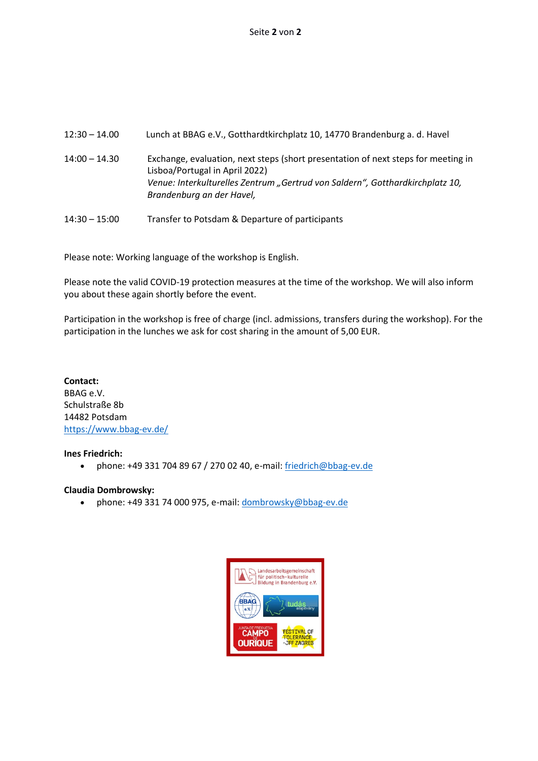| | |
|---|---|
| 12:30 – 14.00 | Lunch at BBAG e.V., Gotthardtkirchplatz 10, 14770 Brandenburg a. d. Havel |
| 14:00 – 14.30 | Exchange, evaluation, next steps (short presentation of next steps for meeting in Lisboa/Portugal in April 2022)<br>*Venue: Interkulturelles Zentrum „Gertrud von Saldern", Gotthardkirchplatz 10, Brandenburg an der Havel,* |
| 14:30 – 15:00 | Transfer to Potsdam & Departure of participants |

Please note: Working language of the workshop is English.

Please note the valid COVID-19 protection measures at the time of the workshop. We will also inform you about these again shortly before the event.

Participation in the workshop is free of charge (incl. admissions, transfers during the workshop). For the participation in the lunches we ask for cost sharing in the amount of 5,00 EUR.

**Contact:**
BBAG e.V.
Schulstraße 8b
14482 Potsdam
https://www.bbag-ev.de/

**Ines Friedrich:**
- phone: +49 331 704 89 67 / 270 02 40, e-mail: friedrich@bbag-ev.de

**Claudia Dombrowsky:**
- phone: +49 331 74 000 975, e-mail: dombrowsky@bbag-ev.de

Landesarbeitsgemeinschaft für politisch-kulturelle Bildung in Brandenburg e.V.
BBAG e.V.
tudás alapítvány
JUNTA DE FREGUESIA CAMPO DE OURIQUE
FESTIVAL OF TOLERANCE -JFF ZAGREB